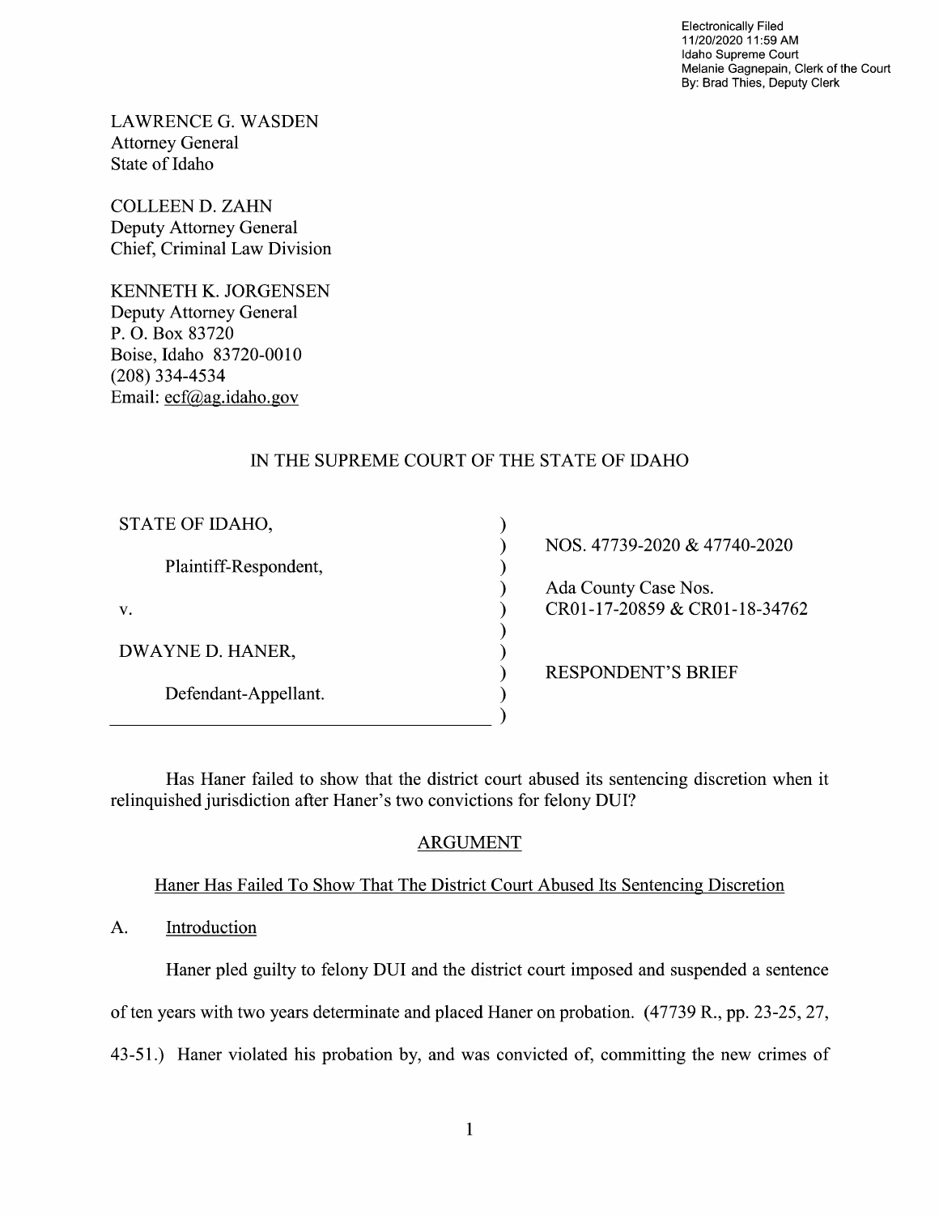Electronically Filed
11/20/2020 11:59 AM
Idaho Supreme Court
Melanie Gagnepain, Clerk of the Court
By: Brad Thies, Deputy Clerk

LAWRENCE G. WASDEN
Attorney General
State of Idaho

COLLEEN D. ZAHN
Deputy Attorney General
Chief, Criminal Law Division

KENNETH K. JORGENSEN
Deputy Attorney General
P. O. Box 83720
Boise, Idaho 83720-0010
(208) 334-4534
Email: ecf@ag.idaho.gov

IN THE SUPREME COURT OF THE STATE OF IDAHO

| | |
|---|---|
| STATE OF IDAHO, | NOS. 47739-2020 & 47740-2020 |
| Plaintiff-Respondent, | |
| | Ada County Case Nos. |
| v. | CR01-17-20859 & CR01-18-34762 |
| DWAYNE D. HANER, | |
| | RESPONDENT'S BRIEF |
| Defendant-Appellant. | |

Has Haner failed to show that the district court abused its sentencing discretion when it relinquished jurisdiction after Haner's two convictions for felony DUI?

## ARGUMENT

### Haner Has Failed To Show That The District Court Abused Its Sentencing Discretion

A. Introduction

Haner pled guilty to felony DUI and the district court imposed and suspended a sentence of ten years with two years determinate and placed Haner on probation. (47739 R., pp. 23-25, 27, 43-51.) Haner violated his probation by, and was convicted of, committing the new crimes of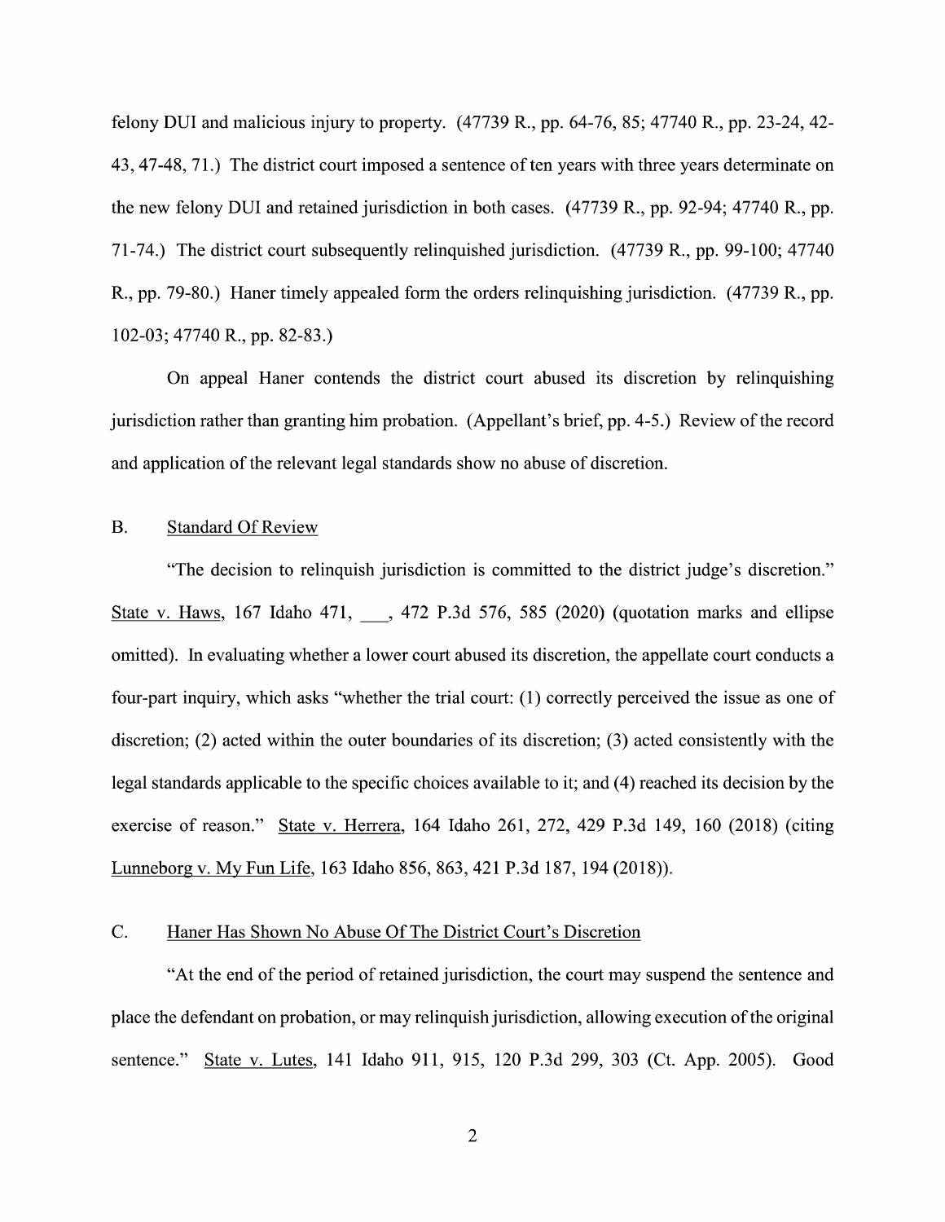felony DUI and malicious injury to property. (47739 R., pp. 64-76, 85; 47740 R., pp. 23-24, 42-43, 47-48, 71.) The district court imposed a sentence of ten years with three years determinate on the new felony DUI and retained jurisdiction in both cases. (47739 R., pp. 92-94; 47740 R., pp. 71-74.) The district court subsequently relinquished jurisdiction. (47739 R., pp. 99-100; 47740 R., pp. 79-80.) Haner timely appealed form the orders relinquishing jurisdiction. (47739 R., pp. 102-03; 47740 R., pp. 82-83.)

On appeal Haner contends the district court abused its discretion by relinquishing jurisdiction rather than granting him probation. (Appellant's brief, pp. 4-5.) Review of the record and application of the relevant legal standards show no abuse of discretion.

## B. Standard Of Review

"The decision to relinquish jurisdiction is committed to the district judge's discretion." State v. Haws, 167 Idaho 471, \_\_\_, 472 P.3d 576, 585 (2020) (quotation marks and ellipse omitted). In evaluating whether a lower court abused its discretion, the appellate court conducts a four-part inquiry, which asks "whether the trial court: (1) correctly perceived the issue as one of discretion; (2) acted within the outer boundaries of its discretion; (3) acted consistently with the legal standards applicable to the specific choices available to it; and (4) reached its decision by the exercise of reason." State v. Herrera, 164 Idaho 261, 272, 429 P.3d 149, 160 (2018) (citing Lunneborg v. My Fun Life, 163 Idaho 856, 863, 421 P.3d 187, 194 (2018)).

## C. Haner Has Shown No Abuse Of The District Court's Discretion

"At the end of the period of retained jurisdiction, the court may suspend the sentence and place the defendant on probation, or may relinquish jurisdiction, allowing execution of the original sentence." State v. Lutes, 141 Idaho 911, 915, 120 P.3d 299, 303 (Ct. App. 2005). Good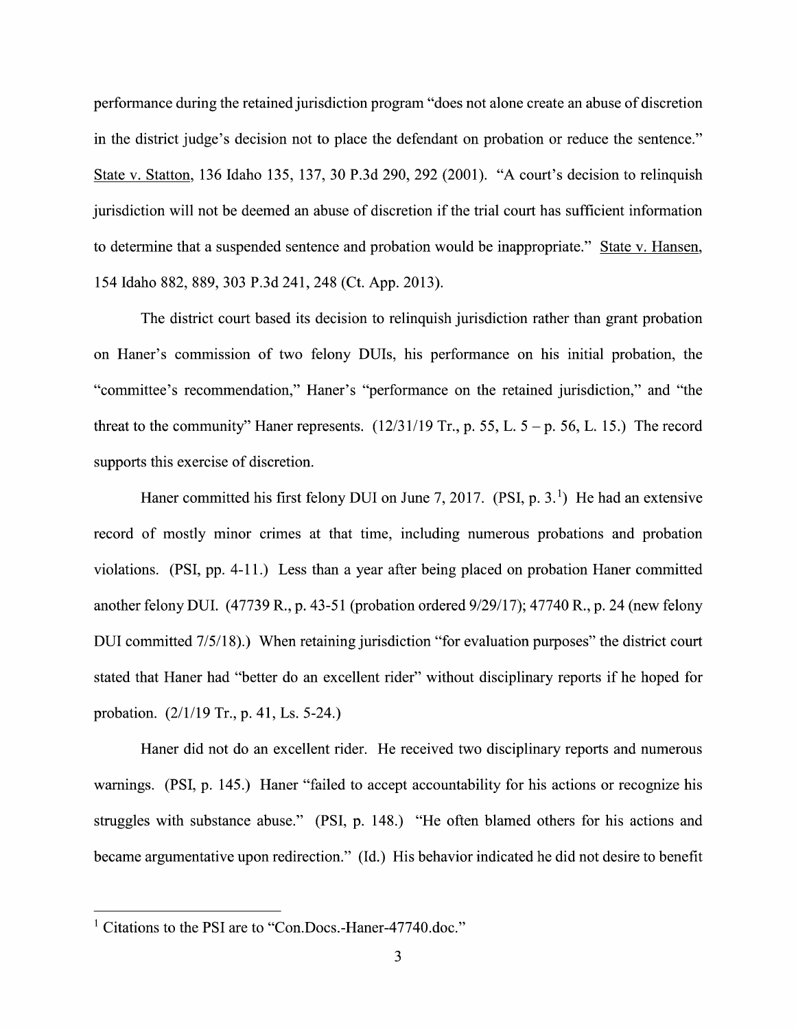performance during the retained jurisdiction program "does not alone create an abuse of discretion in the district judge's decision not to place the defendant on probation or reduce the sentence." State v. Statton, 136 Idaho 135, 137, 30 P.3d 290, 292 (2001). "A court's decision to relinquish jurisdiction will not be deemed an abuse of discretion if the trial court has sufficient information to determine that a suspended sentence and probation would be inappropriate." State v. Hansen, 154 Idaho 882, 889, 303 P.3d 241, 248 (Ct. App. 2013).

The district court based its decision to relinquish jurisdiction rather than grant probation on Haner's commission of two felony DUIs, his performance on his initial probation, the "committee's recommendation," Haner's "performance on the retained jurisdiction," and "the threat to the community" Haner represents. (12/31/19 Tr., p. 55, L. 5 – p. 56, L. 15.) The record supports this exercise of discretion.

Haner committed his first felony DUI on June 7, 2017. (PSI, p. 3.[1]) He had an extensive record of mostly minor crimes at that time, including numerous probations and probation violations. (PSI, pp. 4-11.) Less than a year after being placed on probation Haner committed another felony DUI. (47739 R., p. 43-51 (probation ordered 9/29/17); 47740 R., p. 24 (new felony DUI committed 7/5/18).) When retaining jurisdiction "for evaluation purposes" the district court stated that Haner had "better do an excellent rider" without disciplinary reports if he hoped for probation. (2/1/19 Tr., p. 41, Ls. 5-24.)

Haner did not do an excellent rider. He received two disciplinary reports and numerous warnings. (PSI, p. 145.) Haner "failed to accept accountability for his actions or recognize his struggles with substance abuse." (PSI, p. 148.) "He often blamed others for his actions and became argumentative upon redirection." (Id.) His behavior indicated he did not desire to benefit

---

[1] Citations to the PSI are to "Con.Docs.-Haner-47740.doc."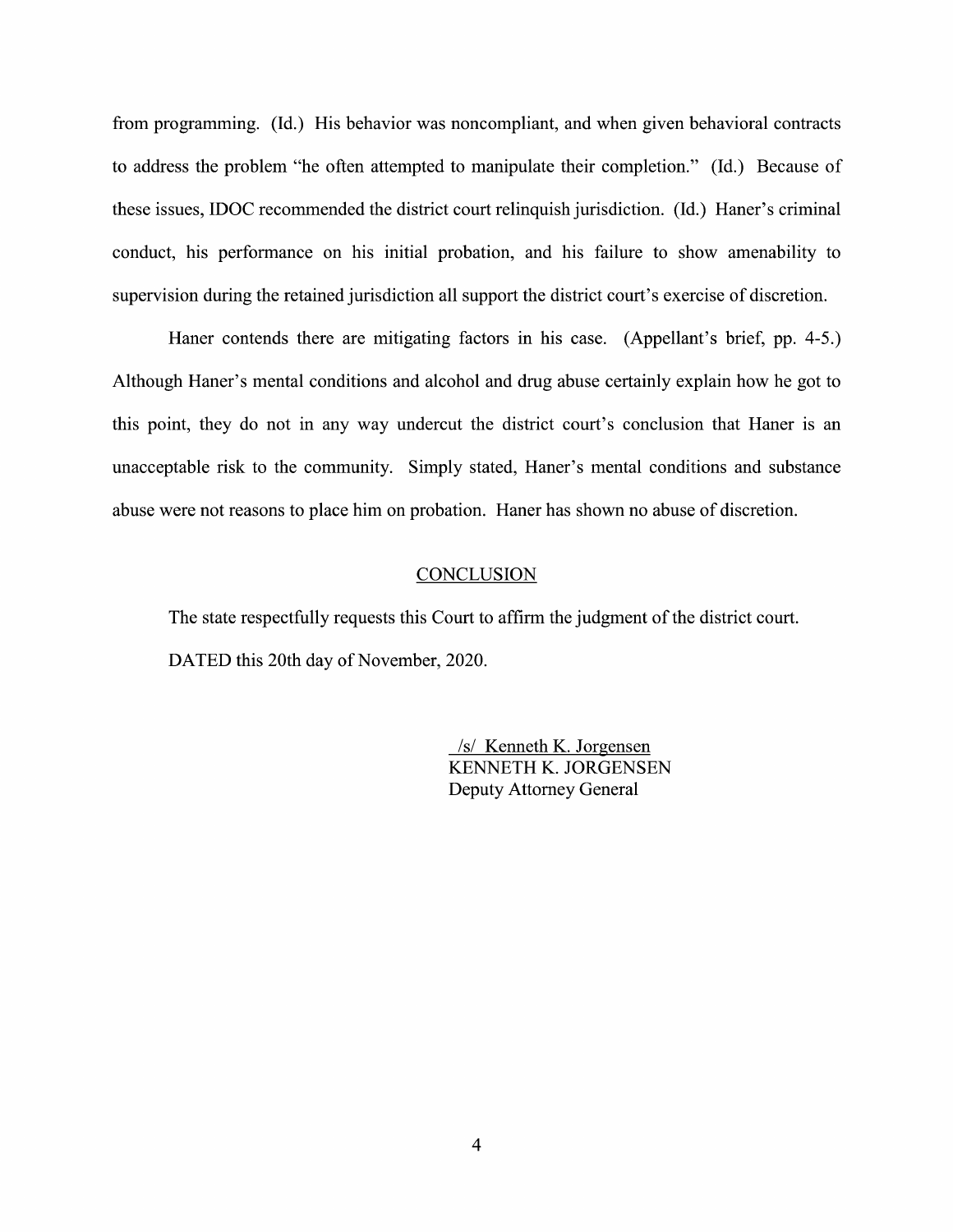from programming. (Id.) His behavior was noncompliant, and when given behavioral contracts to address the problem "he often attempted to manipulate their completion." (Id.) Because of these issues, IDOC recommended the district court relinquish jurisdiction. (Id.) Haner's criminal conduct, his performance on his initial probation, and his failure to show amenability to supervision during the retained jurisdiction all support the district court's exercise of discretion.

Haner contends there are mitigating factors in his case. (Appellant's brief, pp. 4-5.) Although Haner's mental conditions and alcohol and drug abuse certainly explain how he got to this point, they do not in any way undercut the district court's conclusion that Haner is an unacceptable risk to the community. Simply stated, Haner's mental conditions and substance abuse were not reasons to place him on probation. Haner has shown no abuse of discretion.

## CONCLUSION

The state respectfully requests this Court to affirm the judgment of the district court.

DATED this 20th day of November, 2020.

/s/ Kenneth K. Jorgensen
KENNETH K. JORGENSEN
Deputy Attorney General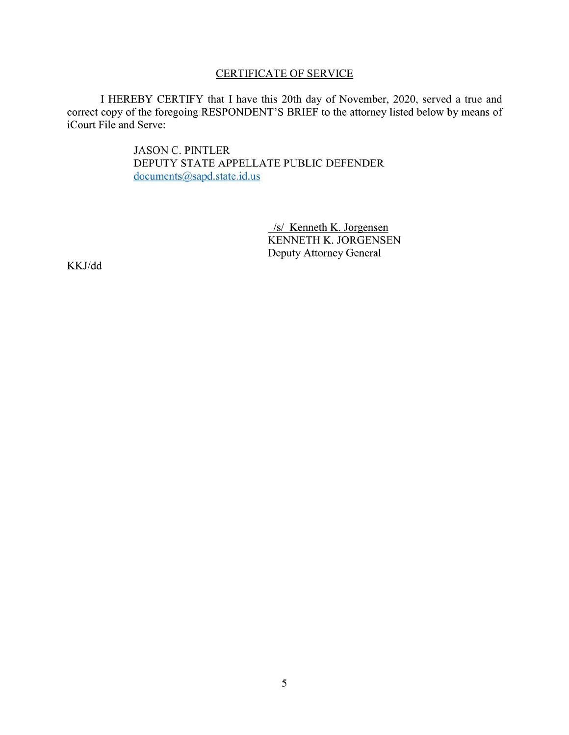## CERTIFICATE OF SERVICE

I HEREBY CERTIFY that I have this 20th day of November, 2020, served a true and correct copy of the foregoing RESPONDENT'S BRIEF to the attorney listed below by means of iCourt File and Serve:

JASON C. PINTLER
DEPUTY STATE APPELLATE PUBLIC DEFENDER
documents@sapd.state.id.us

/s/ Kenneth K. Jorgensen
KENNETH K. JORGENSEN
Deputy Attorney General

KKJ/dd